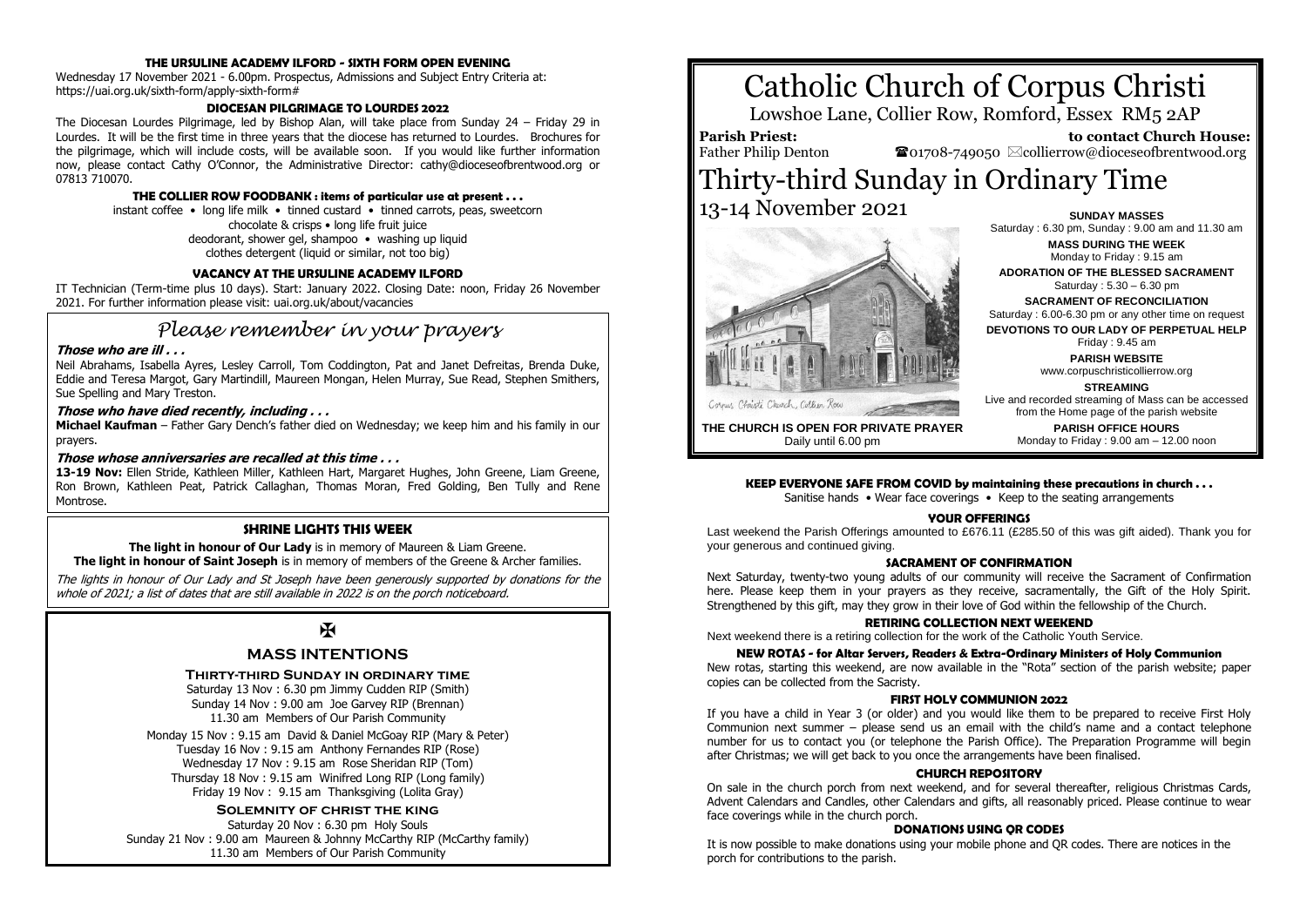#### THE URSULINE ACADEMY ILFORD - SIXTH FORM OPEN EVENING

Wednesday 17 November 2021 - 6.00pm. Prospectus, Admissions and Subject Entry Criteria at: https://uai.org.uk/sixth-form/apply-sixth-form#

#### DIOCESAN PILGRIMAGE TO LOURDES 2022

The Diocesan Lourdes Pilgrimage, led by Bishop Alan, will take place from Sunday 24 – Friday 29 in Lourdes. It will be the first time in three years that the diocese has returned to Lourdes. Brochures for the pilgrimage, which will include costs, will be available soon. If you would like further information now, please contact Cathy O'Connor, the Administrative Director: cathy@dioceseofbrentwood.org or 07813 710070.

#### THE COLLIER ROW FOODBANK : items of particular use at present . . .

instant coffee • long life milk • tinned custard • tinned carrots, peas, sweetcorn
chocolate & crisps • long life fruit juice
deodorant, shower gel, shampoo • washing up liquid
clothes detergent (liquid or similar, not too big)

#### VACANCY AT THE URSULINE ACADEMY ILFORD

IT Technician (Term-time plus 10 days). Start: January 2022. Closing Date: noon, Friday 26 November 2021. For further information please visit: uai.org.uk/about/vacancies

## *Please remember in your prayers*

***Those who are ill . . .***

Neil Abrahams, Isabella Ayres, Lesley Carroll, Tom Coddington, Pat and Janet Defreitas, Brenda Duke, Eddie and Teresa Margot, Gary Martindill, Maureen Mongan, Helen Murray, Sue Read, Stephen Smithers, Sue Spelling and Mary Treston.

***Those who have died recently, including . . .***

**Michael Kaufman** – Father Gary Dench's father died on Wednesday; we keep him and his family in our prayers.

***Those whose anniversaries are recalled at this time . . .***

**13-19 Nov:** Ellen Stride, Kathleen Miller, Kathleen Hart, Margaret Hughes, John Greene, Liam Greene, Ron Brown, Kathleen Peat, Patrick Callaghan, Thomas Moran, Fred Golding, Ben Tully and Rene Montrose.

#### SHRINE LIGHTS THIS WEEK

**The light in honour of Our Lady** is in memory of Maureen & Liam Greene.
**The light in honour of Saint Joseph** is in memory of members of the Greene & Archer families.

*The lights in honour of Our Lady and St Joseph have been generously supported by donations for the whole of 2021; a list of dates that are still available in 2022 is on the porch noticeboard.*

✠

### MASS INTENTIONS

#### Thirty-third Sunday in ordinary time

Saturday 13 Nov : 6.30 pm Jimmy Cudden RIP (Smith)
Sunday 14 Nov : 9.00 am Joe Garvey RIP (Brennan)
11.30 am Members of Our Parish Community

Monday 15 Nov : 9.15 am David & Daniel McGoay RIP (Mary & Peter)
Tuesday 16 Nov : 9.15 am Anthony Fernandes RIP (Rose)
Wednesday 17 Nov : 9.15 am Rose Sheridan RIP (Tom)
Thursday 18 Nov : 9.15 am Winifred Long RIP (Long family)
Friday 19 Nov : 9.15 am Thanksgiving (Lolita Gray)

#### Solemnity of christ the king

Saturday 20 Nov : 6.30 pm Holy Souls
Sunday 21 Nov : 9.00 am Maureen & Johnny McCarthy RIP (McCarthy family)
11.30 am Members of Our Parish Community

# Catholic Church of Corpus Christi

Lowshoe Lane, Collier Row, Romford, Essex RM5 2AP

**Parish Priest:** Father Philip Denton
**to contact Church House:** ☎01708-749050 ✉collierrow@dioceseofbrentwood.org

# Thirty-third Sunday in Ordinary Time

## 13-14 November 2021

Corpus Christi Church, Collier Row

**THE CHURCH IS OPEN FOR PRIVATE PRAYER**
Daily until 6.00 pm

**SUNDAY MASSES**
Saturday : 6.30 pm, Sunday : 9.00 am and 11.30 am

**MASS DURING THE WEEK**
Monday to Friday : 9.15 am

**ADORATION OF THE BLESSED SACRAMENT**
Saturday : 5.30 – 6.30 pm

**SACRAMENT OF RECONCILIATION**
Saturday : 6.00-6.30 pm or any other time on request

**DEVOTIONS TO OUR LADY OF PERPETUAL HELP**
Friday : 9.45 am

**PARISH WEBSITE**
www.corpuschristicollierrow.org

**STREAMING**
Live and recorded streaming of Mass can be accessed from the Home page of the parish website

**PARISH OFFICE HOURS**
Monday to Friday : 9.00 am – 12.00 noon

#### KEEP EVERYONE SAFE FROM COVID by maintaining these precautions in church . . .

Sanitise hands • Wear face coverings • Keep to the seating arrangements

#### YOUR OFFERINGS

Last weekend the Parish Offerings amounted to £676.11 (£285.50 of this was gift aided). Thank you for your generous and continued giving.

#### SACRAMENT OF CONFIRMATION

Next Saturday, twenty-two young adults of our community will receive the Sacrament of Confirmation here. Please keep them in your prayers as they receive, sacramentally, the Gift of the Holy Spirit. Strengthened by this gift, may they grow in their love of God within the fellowship of the Church.

#### RETIRING COLLECTION NEXT WEEKEND

Next weekend there is a retiring collection for the work of the Catholic Youth Service.

#### NEW ROTAS - for Altar Servers, Readers & Extra-Ordinary Ministers of Holy Communion

New rotas, starting this weekend, are now available in the "Rota" section of the parish website; paper copies can be collected from the Sacristy.

#### FIRST HOLY COMMUNION 2022

If you have a child in Year 3 (or older) and you would like them to be prepared to receive First Holy Communion next summer – please send us an email with the child's name and a contact telephone number for us to contact you (or telephone the Parish Office). The Preparation Programme will begin after Christmas; we will get back to you once the arrangements have been finalised.

#### CHURCH REPOSITORY

On sale in the church porch from next weekend, and for several thereafter, religious Christmas Cards, Advent Calendars and Candles, other Calendars and gifts, all reasonably priced. Please continue to wear face coverings while in the church porch.

#### DONATIONS USING QR CODES

It is now possible to make donations using your mobile phone and QR codes. There are notices in the porch for contributions to the parish.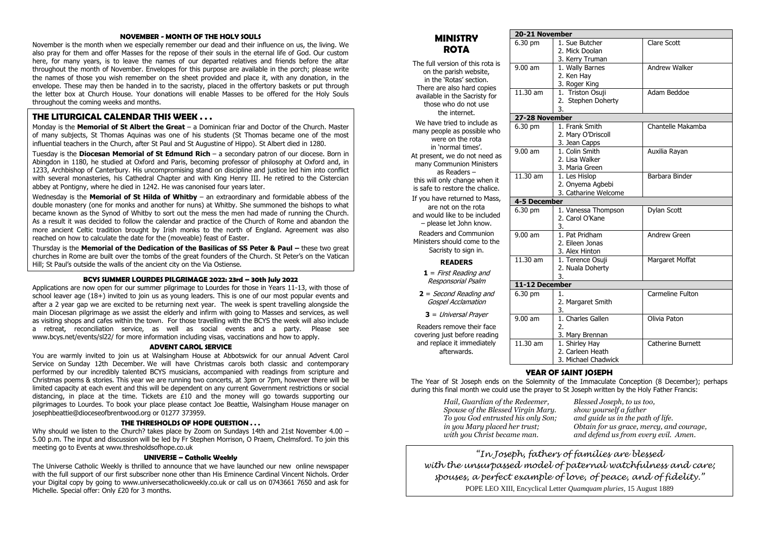## NOVEMBER - MONTH OF THE HOLY SOULS

November is the month when we especially remember our dead and their influence on us, the living. We also pray for them and offer Masses for the repose of their souls in the eternal life of God. Our custom here, for many years, is to leave the names of our departed relatives and friends before the altar throughout the month of November. Envelopes for this purpose are available in the porch; please write the names of those you wish remember on the sheet provided and place it, with any donation, in the envelope. These may then be handed in to the sacristy, placed in the offertory baskets or put through the letter box at Church House. Your donations will enable Masses to be offered for the Holy Souls throughout the coming weeks and months.

## THE LITURGICAL CALENDAR THIS WEEK . . .

Monday is the **Memorial of St Albert the Great** – a Dominican friar and Doctor of the Church. Master of many subjects, St Thomas Aquinas was one of his students (St Thomas became one of the most influential teachers in the Church, after St Paul and St Augustine of Hippo). St Albert died in 1280.

Tuesday is the **Diocesan Memorial of St Edmund Rich** – a secondary patron of our diocese. Born in Abingdon in 1180, he studied at Oxford and Paris, becoming professor of philosophy at Oxford and, in 1233, Archbishop of Canterbury. His uncompromising stand on discipline and justice led him into conflict with several monasteries, his Cathedral Chapter and with King Henry III. He retired to the Cistercian abbey at Pontigny, where he died in 1242. He was canonised four years later.

Wednesday is the **Memorial of St Hilda of Whitby** – an extraordinary and formidable abbess of the double monastery (one for monks and another for nuns) at Whitby. She summoned the bishops to what became known as the Synod of Whitby to sort out the mess the men had made of running the Church. As a result it was decided to follow the calendar and practice of the Church of Rome and abandon the more ancient Celtic tradition brought by Irish monks to the north of England. Agreement was also reached on how to calculate the date for the (moveable) feast of Easter.

Thursday is the **Memorial of the Dedication of the Basilicas of SS Peter & Paul –** these two great churches in Rome are built over the tombs of the great founders of the Church. St Peter's on the Vatican Hill; St Paul's outside the walls of the ancient city on the Via Ostiense.

## BCYS SUMMER LOURDES PILGRIMAGE 2022: 23rd – 30th July 2022

Applications are now open for our summer pilgrimage to Lourdes for those in Years 11-13, with those of school leaver age (18+) invited to join us as young leaders. This is one of our most popular events and after a 2 year gap we are excited to be returning next year. The week is spent travelling alongside the main Diocesan pilgrimage as we assist the elderly and infirm with going to Masses and services, as well as visiting shops and cafes within the town. For those travelling with the BCYS the week will also include a retreat, reconciliation service, as well as social events and a party. Please see www.bcys.net/events/sl22/ for more information including visas, vaccinations and how to apply.

## ADVENT CAROL SERVICE

You are warmly invited to join us at Walsingham House at Abbotswick for our annual Advent Carol Service on Sunday 12th December. We will have Christmas carols both classic and contemporary performed by our incredibly talented BCYS musicians, accompanied with readings from scripture and Christmas poems & stories. This year we are running two concerts, at 3pm or 7pm, however there will be limited capacity at each event and this will be dependent on any current Government restrictions or social distancing, in place at the time. Tickets are £10 and the money will go towards supporting our pilgrimages to Lourdes. To book your place please contact Joe Beattie, Walsingham House manager on josephbeattie@dioceseofbrentwood.org or 01277 373959.

## THE THRESHOLDS OF HOPE QUESTION . . .

Why should we listen to the Church? takes place by Zoom on Sundays 14th and 21st November 4.00 – 5.00 p.m. The input and discussion will be led by Fr Stephen Morrison, O Praem, Chelmsford. To join this meeting go to Events at www.thresholdsofhope.co.uk

## UNIVERSE – Catholic Weekly

The Universe Catholic Weekly is thrilled to announce that we have launched our new online newspaper with the full support of our first subscriber none other than His Eminence Cardinal Vincent Nichols. Order your Digital copy by going to www.universecatholicweekly.co.uk or call us on 0743661 7650 and ask for Michelle. Special offer: Only £20 for 3 months.

## MINISTRY ROTA

The full version of this rota is on the parish website, in the 'Rotas' section. There are also hard copies available in the Sacristy for those who do not use the internet.

We have tried to include as many people as possible who were on the rota in 'normal times'. At present, we do not need as many Communion Ministers as Readers – this will only change when it is safe to restore the chalice.

If you have returned to Mass, are not on the rota and would like to be included – please let John know.

Readers and Communion Ministers should come to the Sacristy to sign in.

**READERS**

**1** = *First Reading and Responsorial Psalm*

**2** = *Second Reading and Gospel Acclamation*

**3** = *Universal Prayer*

Readers remove their face covering just before reading and replace it immediately afterwards.

| | | |
|---|---|---|
| **20-21 November** | | |
| 6.30 pm | 1. Sue Butcher<br>2. Mick Doolan<br>3. Kerry Truman | Clare Scott |
| 9.00 am | 1. Wally Barnes<br>2. Ken Hay<br>3. Roger King | Andrew Walker |
| 11.30 am | 1. Triston Osuji<br>2. Stephen Doherty<br>3. | Adam Beddoe |
| **27-28 November** | | |
| 6.30 pm | 1. Frank Smith<br>2. Mary O'Driscoll<br>3. Jean Capps | Chantelle Makamba |
| 9.00 am | 1. Colin Smith<br>2. Lisa Walker<br>3. Maria Green | Auxilia Rayan |
| 11.30 am | 1. Les Hislop<br>2. Onyema Agbebi<br>3. Catharine Welcome | Barbara Binder |
| **4-5 December** | | |
| 6.30 pm | 1. Vanessa Thompson<br>2. Carol O'Kane<br>3. | Dylan Scott |
| 9.00 am | 1. Pat Pridham<br>2. Eileen Jonas<br>3. Alex Hinton | Andrew Green |
| 11.30 am | 1. Terence Osuji<br>2. Nuala Doherty<br>3. | Margaret Moffat |
| **11-12 December** | | |
| 6.30 pm | 1.<br>2. Margaret Smith<br>3. | Carmeline Fulton |
| 9.00 am | 1. Charles Gallen<br>2.<br>3. Mary Brennan | Olivia Paton |
| 11.30 am | 1. Shirley Hay<br>2. Carleen Heath<br>3. Michael Chadwick | Catherine Burnett |

## YEAR OF SAINT JOSEPH

The Year of St Joseph ends on the Solemnity of the Immaculate Conception (8 December); perhaps during this final month we could use the prayer to St Joseph written by the Holy Father Francis:

*Hail, Guardian of the Redeemer,*
*Spouse of the Blessed Virgin Mary.*
*To you God entrusted his only Son;*
*in you Mary placed her trust;*
*with you Christ became man.*

*Blessed Joseph, to us too,*
*show yourself a father*
*and guide us in the path of life.*
*Obtain for us grace, mercy, and courage,*
*and defend us from every evil. Amen.*

*"In Joseph, fathers of families are blessed with the unsurpassed model of paternal watchfulness and care; spouses, a perfect example of love, of peace, and of fidelity."*

POPE LEO XIII, Encyclical Letter *Quamquam pluries*, 15 August 1889